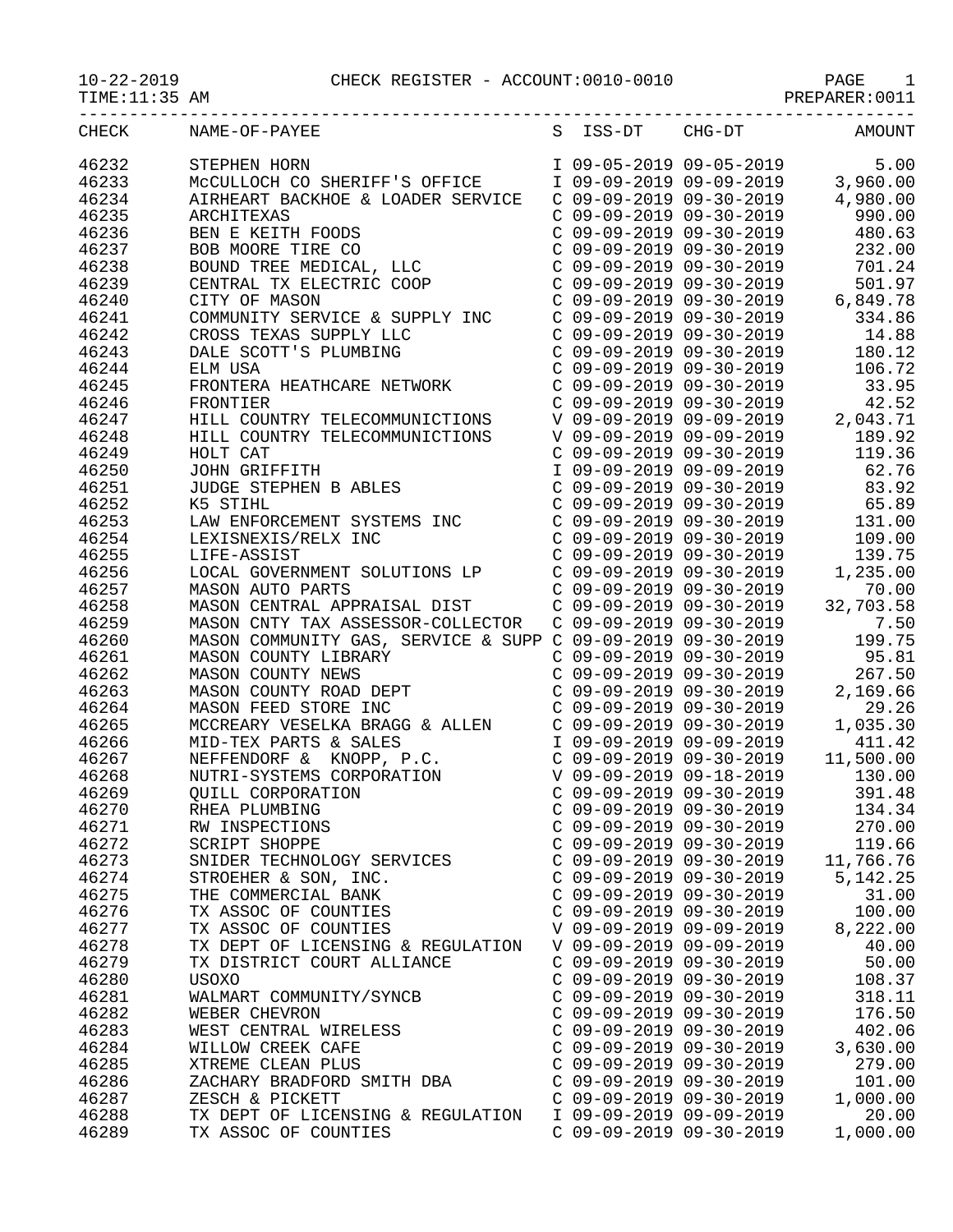10-22-2019 CHECK REGISTER - ACCOUNT:0010-0010 PAGE 1
TIME:11:35 AM PREPARER:0011

| CHECK | NAME-OF-PAYEE | S | ISS-DT | CHG-DT | AMOUNT |
|---|---|---|---|---|---|
| 46232 | STEPHEN HORN | I | 09-05-2019 | 09-05-2019 | 5.00 |
| 46233 | McCULLOCH CO SHERIFF'S OFFICE | I | 09-09-2019 | 09-09-2019 | 3,960.00 |
| 46234 | AIRHEART BACKHOE & LOADER SERVICE | C | 09-09-2019 | 09-30-2019 | 4,980.00 |
| 46235 | ARCHITEXAS | C | 09-09-2019 | 09-30-2019 | 990.00 |
| 46236 | BEN E KEITH FOODS | C | 09-09-2019 | 09-30-2019 | 480.63 |
| 46237 | BOB MOORE TIRE CO | C | 09-09-2019 | 09-30-2019 | 232.00 |
| 46238 | BOUND TREE MEDICAL, LLC | C | 09-09-2019 | 09-30-2019 | 701.24 |
| 46239 | CENTRAL TX ELECTRIC COOP | C | 09-09-2019 | 09-30-2019 | 501.97 |
| 46240 | CITY OF MASON | C | 09-09-2019 | 09-30-2019 | 6,849.78 |
| 46241 | COMMUNITY SERVICE & SUPPLY INC | C | 09-09-2019 | 09-30-2019 | 334.86 |
| 46242 | CROSS TEXAS SUPPLY LLC | C | 09-09-2019 | 09-30-2019 | 14.88 |
| 46243 | DALE SCOTT'S PLUMBING | C | 09-09-2019 | 09-30-2019 | 180.12 |
| 46244 | ELM USA | C | 09-09-2019 | 09-30-2019 | 106.72 |
| 46245 | FRONTERA HEATHCARE NETWORK | C | 09-09-2019 | 09-30-2019 | 33.95 |
| 46246 | FRONTIER | C | 09-09-2019 | 09-30-2019 | 42.52 |
| 46247 | HILL COUNTRY TELECOMMUNICTIONS | V | 09-09-2019 | 09-09-2019 | 2,043.71 |
| 46248 | HILL COUNTRY TELECOMMUNICTIONS | V | 09-09-2019 | 09-09-2019 | 189.92 |
| 46249 | HOLT CAT | C | 09-09-2019 | 09-30-2019 | 119.36 |
| 46250 | JOHN GRIFFITH | I | 09-09-2019 | 09-09-2019 | 62.76 |
| 46251 | JUDGE STEPHEN B ABLES | C | 09-09-2019 | 09-30-2019 | 83.92 |
| 46252 | K5 STIHL | C | 09-09-2019 | 09-30-2019 | 65.89 |
| 46253 | LAW ENFORCEMENT SYSTEMS INC | C | 09-09-2019 | 09-30-2019 | 131.00 |
| 46254 | LEXISNEXIS/RELX INC | C | 09-09-2019 | 09-30-2019 | 109.00 |
| 46255 | LIFE-ASSIST | C | 09-09-2019 | 09-30-2019 | 139.75 |
| 46256 | LOCAL GOVERNMENT SOLUTIONS LP | C | 09-09-2019 | 09-30-2019 | 1,235.00 |
| 46257 | MASON AUTO PARTS | C | 09-09-2019 | 09-30-2019 | 70.00 |
| 46258 | MASON CENTRAL APPRAISAL DIST | C | 09-09-2019 | 09-30-2019 | 32,703.58 |
| 46259 | MASON CNTY TAX ASSESSOR-COLLECTOR | C | 09-09-2019 | 09-30-2019 | 7.50 |
| 46260 | MASON COMMUNITY GAS, SERVICE & SUPP | C | 09-09-2019 | 09-30-2019 | 199.75 |
| 46261 | MASON COUNTY LIBRARY | C | 09-09-2019 | 09-30-2019 | 95.81 |
| 46262 | MASON COUNTY NEWS | C | 09-09-2019 | 09-30-2019 | 267.50 |
| 46263 | MASON COUNTY ROAD DEPT | C | 09-09-2019 | 09-30-2019 | 2,169.66 |
| 46264 | MASON FEED STORE INC | C | 09-09-2019 | 09-30-2019 | 29.26 |
| 46265 | MCCREARY VESELKA BRAGG & ALLEN | C | 09-09-2019 | 09-30-2019 | 1,035.30 |
| 46266 | MID-TEX PARTS & SALES | I | 09-09-2019 | 09-09-2019 | 411.42 |
| 46267 | NEFFENDORF & KNOPP, P.C. | C | 09-09-2019 | 09-30-2019 | 11,500.00 |
| 46268 | NUTRI-SYSTEMS CORPORATION | V | 09-09-2019 | 09-18-2019 | 130.00 |
| 46269 | QUILL CORPORATION | C | 09-09-2019 | 09-30-2019 | 391.48 |
| 46270 | RHEA PLUMBING | C | 09-09-2019 | 09-30-2019 | 134.34 |
| 46271 | RW INSPECTIONS | C | 09-09-2019 | 09-30-2019 | 270.00 |
| 46272 | SCRIPT SHOPPE | C | 09-09-2019 | 09-30-2019 | 119.66 |
| 46273 | SNIDER TECHNOLOGY SERVICES | C | 09-09-2019 | 09-30-2019 | 11,766.76 |
| 46274 | STROEHER & SON, INC. | C | 09-09-2019 | 09-30-2019 | 5,142.25 |
| 46275 | THE COMMERCIAL BANK | C | 09-09-2019 | 09-30-2019 | 31.00 |
| 46276 | TX ASSOC OF COUNTIES | C | 09-09-2019 | 09-30-2019 | 100.00 |
| 46277 | TX ASSOC OF COUNTIES | V | 09-09-2019 | 09-09-2019 | 8,222.00 |
| 46278 | TX DEPT OF LICENSING & REGULATION | V | 09-09-2019 | 09-09-2019 | 40.00 |
| 46279 | TX DISTRICT COURT ALLIANCE | C | 09-09-2019 | 09-30-2019 | 50.00 |
| 46280 | USOXO | C | 09-09-2019 | 09-30-2019 | 108.37 |
| 46281 | WALMART COMMUNITY/SYNCB | C | 09-09-2019 | 09-30-2019 | 318.11 |
| 46282 | WEBER CHEVRON | C | 09-09-2019 | 09-30-2019 | 176.50 |
| 46283 | WEST CENTRAL WIRELESS | C | 09-09-2019 | 09-30-2019 | 402.06 |
| 46284 | WILLOW CREEK CAFE | C | 09-09-2019 | 09-30-2019 | 3,630.00 |
| 46285 | XTREME CLEAN PLUS | C | 09-09-2019 | 09-30-2019 | 279.00 |
| 46286 | ZACHARY BRADFORD SMITH DBA | C | 09-09-2019 | 09-30-2019 | 101.00 |
| 46287 | ZESCH & PICKETT | C | 09-09-2019 | 09-30-2019 | 1,000.00 |
| 46288 | TX DEPT OF LICENSING & REGULATION | I | 09-09-2019 | 09-09-2019 | 20.00 |
| 46289 | TX ASSOC OF COUNTIES | C | 09-09-2019 | 09-30-2019 | 1,000.00 |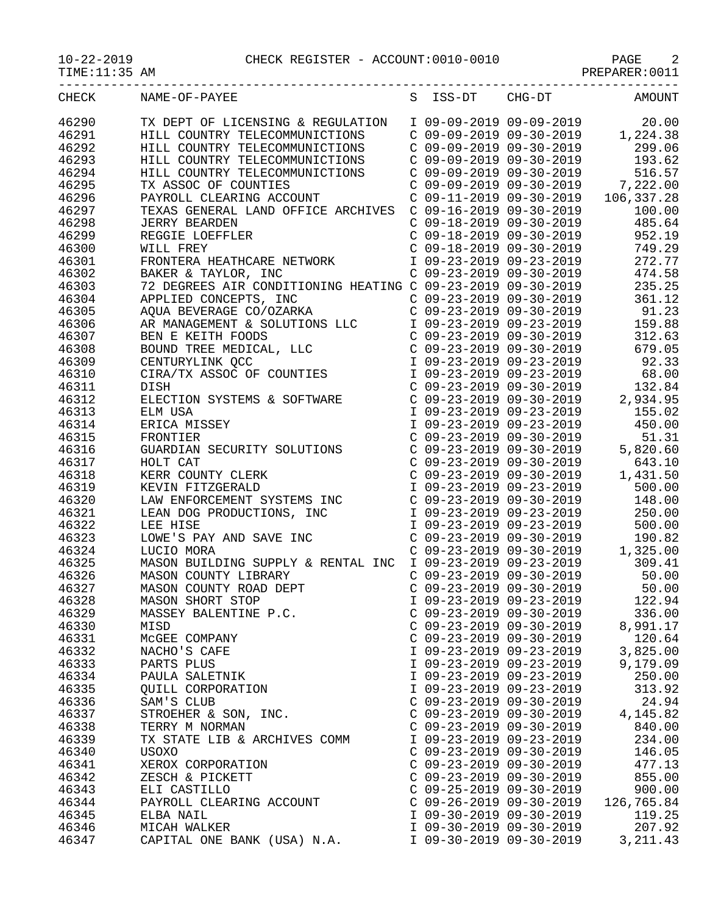CHECK REGISTER - ACCOUNT:0010-0010

10-22-2019
TIME:11:35 AM
PREPARER:0011

| CHECK | NAME-OF-PAYEE | S | ISS-DT | CHG-DT | AMOUNT |
|---|---|---|---|---|---|
| 46290 | TX DEPT OF LICENSING & REGULATION | I | 09-09-2019 | 09-09-2019 | 20.00 |
| 46291 | HILL COUNTRY TELECOMMUNICTIONS | C | 09-09-2019 | 09-30-2019 | 1,224.38 |
| 46292 | HILL COUNTRY TELECOMMUNICTIONS | C | 09-09-2019 | 09-30-2019 | 299.06 |
| 46293 | HILL COUNTRY TELECOMMUNICTIONS | C | 09-09-2019 | 09-30-2019 | 193.62 |
| 46294 | HILL COUNTRY TELECOMMUNICTIONS | C | 09-09-2019 | 09-30-2019 | 516.57 |
| 46295 | TX ASSOC OF COUNTIES | C | 09-09-2019 | 09-30-2019 | 7,222.00 |
| 46296 | PAYROLL CLEARING ACCOUNT | C | 09-11-2019 | 09-30-2019 | 106,337.28 |
| 46297 | TEXAS GENERAL LAND OFFICE ARCHIVES | C | 09-16-2019 | 09-30-2019 | 100.00 |
| 46298 | JERRY BEARDEN | C | 09-18-2019 | 09-30-2019 | 485.64 |
| 46299 | REGGIE LOEFFLER | C | 09-18-2019 | 09-30-2019 | 952.19 |
| 46300 | WILL FREY | C | 09-18-2019 | 09-30-2019 | 749.29 |
| 46301 | FRONTERA HEATHCARE NETWORK | I | 09-23-2019 | 09-23-2019 | 272.77 |
| 46302 | BAKER & TAYLOR, INC | C | 09-23-2019 | 09-30-2019 | 474.58 |
| 46303 | 72 DEGREES AIR CONDITIONING HEATING | C | 09-23-2019 | 09-30-2019 | 235.25 |
| 46304 | APPLIED CONCEPTS, INC | C | 09-23-2019 | 09-30-2019 | 361.12 |
| 46305 | AQUA BEVERAGE CO/OZARKA | C | 09-23-2019 | 09-30-2019 | 91.23 |
| 46306 | AR MANAGEMENT & SOLUTIONS LLC | I | 09-23-2019 | 09-23-2019 | 159.88 |
| 46307 | BEN E KEITH FOODS | C | 09-23-2019 | 09-30-2019 | 312.63 |
| 46308 | BOUND TREE MEDICAL, LLC | C | 09-23-2019 | 09-30-2019 | 679.05 |
| 46309 | CENTURYLINK QCC | I | 09-23-2019 | 09-23-2019 | 92.33 |
| 46310 | CIRA/TX ASSOC OF COUNTIES | I | 09-23-2019 | 09-23-2019 | 68.00 |
| 46311 | DISH | C | 09-23-2019 | 09-30-2019 | 132.84 |
| 46312 | ELECTION SYSTEMS & SOFTWARE | C | 09-23-2019 | 09-30-2019 | 2,934.95 |
| 46313 | ELM USA | I | 09-23-2019 | 09-23-2019 | 155.02 |
| 46314 | ERICA MISSEY | I | 09-23-2019 | 09-23-2019 | 450.00 |
| 46315 | FRONTIER | C | 09-23-2019 | 09-30-2019 | 51.31 |
| 46316 | GUARDIAN SECURITY SOLUTIONS | C | 09-23-2019 | 09-30-2019 | 5,820.60 |
| 46317 | HOLT CAT | C | 09-23-2019 | 09-30-2019 | 643.10 |
| 46318 | KERR COUNTY CLERK | C | 09-23-2019 | 09-30-2019 | 1,431.50 |
| 46319 | KEVIN FITZGERALD | I | 09-23-2019 | 09-23-2019 | 500.00 |
| 46320 | LAW ENFORCEMENT SYSTEMS INC | C | 09-23-2019 | 09-30-2019 | 148.00 |
| 46321 | LEAN DOG PRODUCTIONS, INC | I | 09-23-2019 | 09-23-2019 | 250.00 |
| 46322 | LEE HISE | I | 09-23-2019 | 09-23-2019 | 500.00 |
| 46323 | LOWE'S PAY AND SAVE INC | C | 09-23-2019 | 09-30-2019 | 190.82 |
| 46324 | LUCIO MORA | C | 09-23-2019 | 09-30-2019 | 1,325.00 |
| 46325 | MASON BUILDING SUPPLY & RENTAL INC | I | 09-23-2019 | 09-23-2019 | 309.41 |
| 46326 | MASON COUNTY LIBRARY | C | 09-23-2019 | 09-30-2019 | 50.00 |
| 46327 | MASON COUNTY ROAD DEPT | C | 09-23-2019 | 09-30-2019 | 50.00 |
| 46328 | MASON SHORT STOP | I | 09-23-2019 | 09-23-2019 | 122.94 |
| 46329 | MASSEY BALENTINE P.C. | C | 09-23-2019 | 09-30-2019 | 336.00 |
| 46330 | MISD | C | 09-23-2019 | 09-30-2019 | 8,991.17 |
| 46331 | McGEE COMPANY | C | 09-23-2019 | 09-30-2019 | 120.64 |
| 46332 | NACHO'S CAFE | I | 09-23-2019 | 09-23-2019 | 3,825.00 |
| 46333 | PARTS PLUS | I | 09-23-2019 | 09-23-2019 | 9,179.09 |
| 46334 | PAULA SALETNIK | I | 09-23-2019 | 09-23-2019 | 250.00 |
| 46335 | QUILL CORPORATION | I | 09-23-2019 | 09-23-2019 | 313.92 |
| 46336 | SAM'S CLUB | C | 09-23-2019 | 09-30-2019 | 24.94 |
| 46337 | STROEHER & SON, INC. | C | 09-23-2019 | 09-30-2019 | 4,145.82 |
| 46338 | TERRY M NORMAN | C | 09-23-2019 | 09-30-2019 | 840.00 |
| 46339 | TX STATE LIB & ARCHIVES COMM | I | 09-23-2019 | 09-23-2019 | 234.00 |
| 46340 | USOXO | C | 09-23-2019 | 09-30-2019 | 146.05 |
| 46341 | XEROX CORPORATION | C | 09-23-2019 | 09-30-2019 | 477.13 |
| 46342 | ZESCH & PICKETT | C | 09-23-2019 | 09-30-2019 | 855.00 |
| 46343 | ELI CASTILLO | C | 09-25-2019 | 09-30-2019 | 900.00 |
| 46344 | PAYROLL CLEARING ACCOUNT | C | 09-26-2019 | 09-30-2019 | 126,765.84 |
| 46345 | ELBA NAIL | I | 09-30-2019 | 09-30-2019 | 119.25 |
| 46346 | MICAH WALKER | I | 09-30-2019 | 09-30-2019 | 207.92 |
| 46347 | CAPITAL ONE BANK (USA) N.A. | I | 09-30-2019 | 09-30-2019 | 3,211.43 |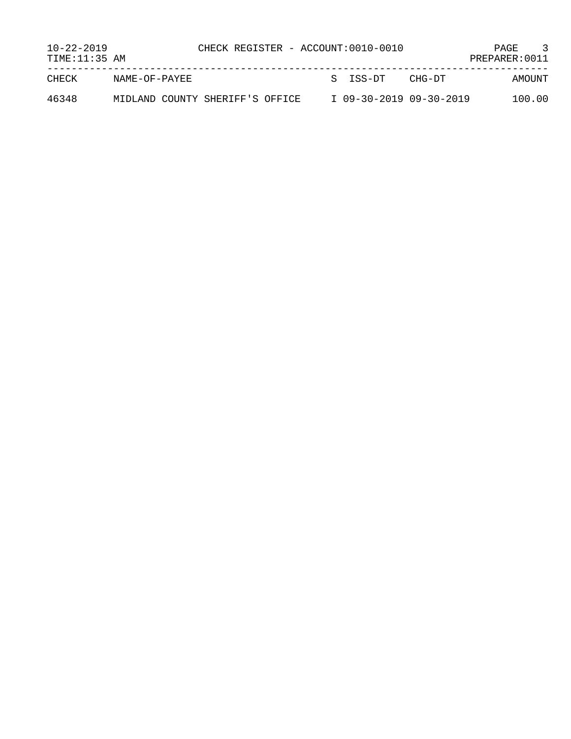10-22-2019 CHECK REGISTER - ACCOUNT:0010-0010 PAGE 3
TIME:11:35 AM PREPARER:0011

| CHECK | NAME-OF-PAYEE | S | ISS-DT | CHG-DT | AMOUNT |
|---|---|---|---|---|---|
| 46348 | MIDLAND COUNTY SHERIFF'S OFFICE | I | 09-30-2019 | 09-30-2019 | 100.00 |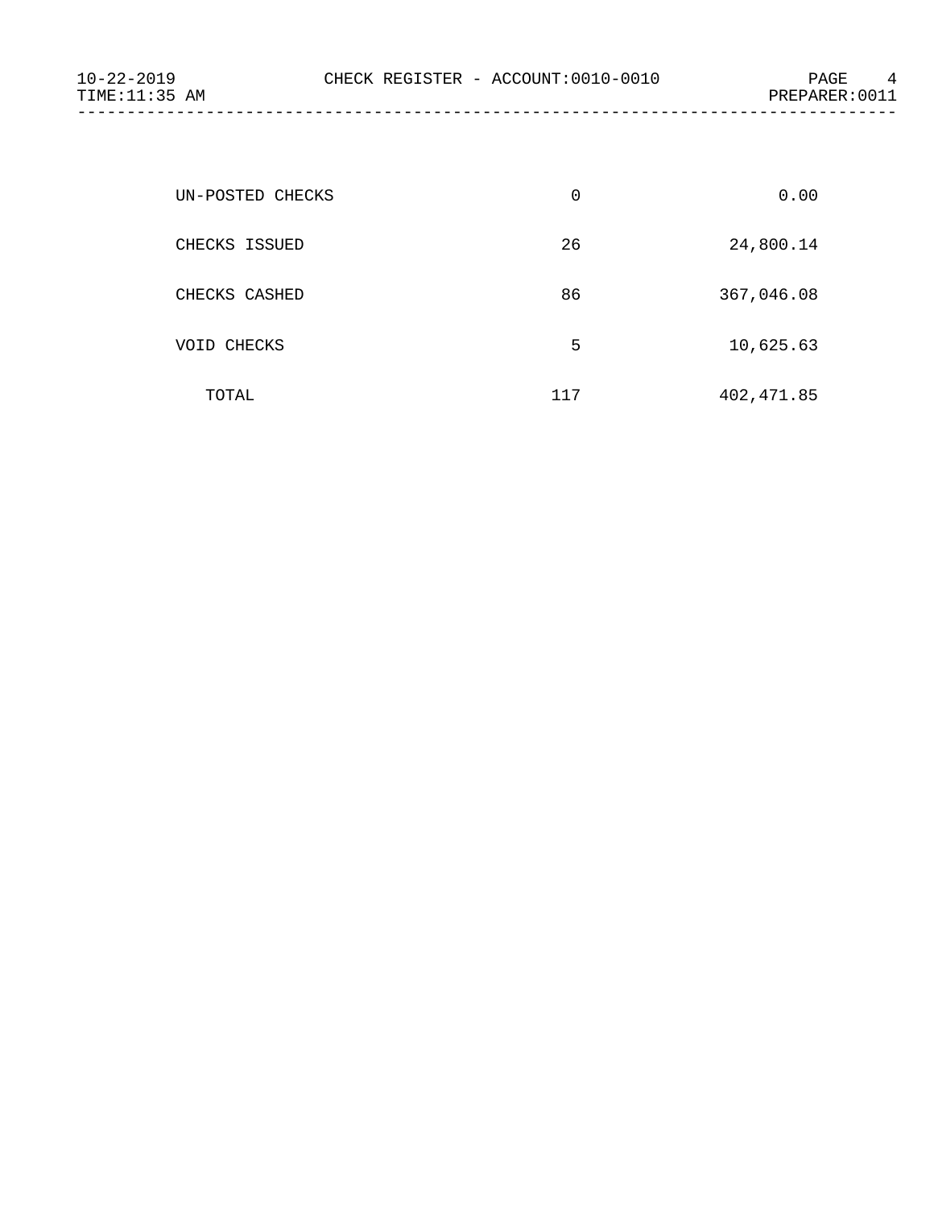| | | |
|---|---|---|
| UN-POSTED CHECKS | 0 | 0.00 |
| CHECKS ISSUED | 26 | 24,800.14 |
| CHECKS CASHED | 86 | 367,046.08 |
| VOID CHECKS | 5 | 10,625.63 |
| TOTAL | 117 | 402,471.85 |